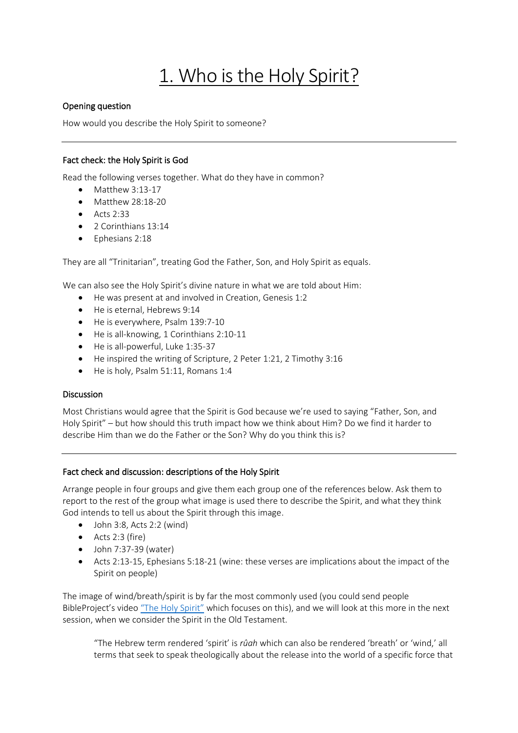# 1. Who is the Holy Spirit?

**Opening question**

How would you describe the Holy Spirit to someone?

---

**Fact check: the Holy Spirit is God**

Read the following verses together. What do they have in common?

- Matthew 3:13-17
- Matthew 28:18-20
- Acts 2:33
- 2 Corinthians 13:14
- Ephesians 2:18

They are all "Trinitarian", treating God the Father, Son, and Holy Spirit as equals.

We can also see the Holy Spirit's divine nature in what we are told about Him:

- He was present at and involved in Creation, Genesis 1:2
- He is eternal, Hebrews 9:14
- He is everywhere, Psalm 139:7-10
- He is all-knowing, 1 Corinthians 2:10-11
- He is all-powerful, Luke 1:35-37
- He inspired the writing of Scripture, 2 Peter 1:21, 2 Timothy 3:16
- He is holy, Psalm 51:11, Romans 1:4

**Discussion**

Most Christians would agree that the Spirit is God because we're used to saying "Father, Son, and Holy Spirit" – but how should this truth impact how we think about Him? Do we find it harder to describe Him than we do the Father or the Son? Why do you think this is?

---

**Fact check and discussion: descriptions of the Holy Spirit**

Arrange people in four groups and give them each group one of the references below. Ask them to report to the rest of the group what image is used there to describe the Spirit, and what they think God intends to tell us about the Spirit through this image.

- John 3:8, Acts 2:2 (wind)
- Acts 2:3 (fire)
- John 7:37-39 (water)
- Acts 2:13-15, Ephesians 5:18-21 (wine: these verses are implications about the impact of the Spirit on people)

The image of wind/breath/spirit is by far the most commonly used (you could send people BibleProject's video "The Holy Spirit" which focuses on this), and we will look at this more in the next session, when we consider the Spirit in the Old Testament.

> "The Hebrew term rendered 'spirit' is *rûah* which can also be rendered 'breath' or 'wind,' all terms that seek to speak theologically about the release into the world of a specific force that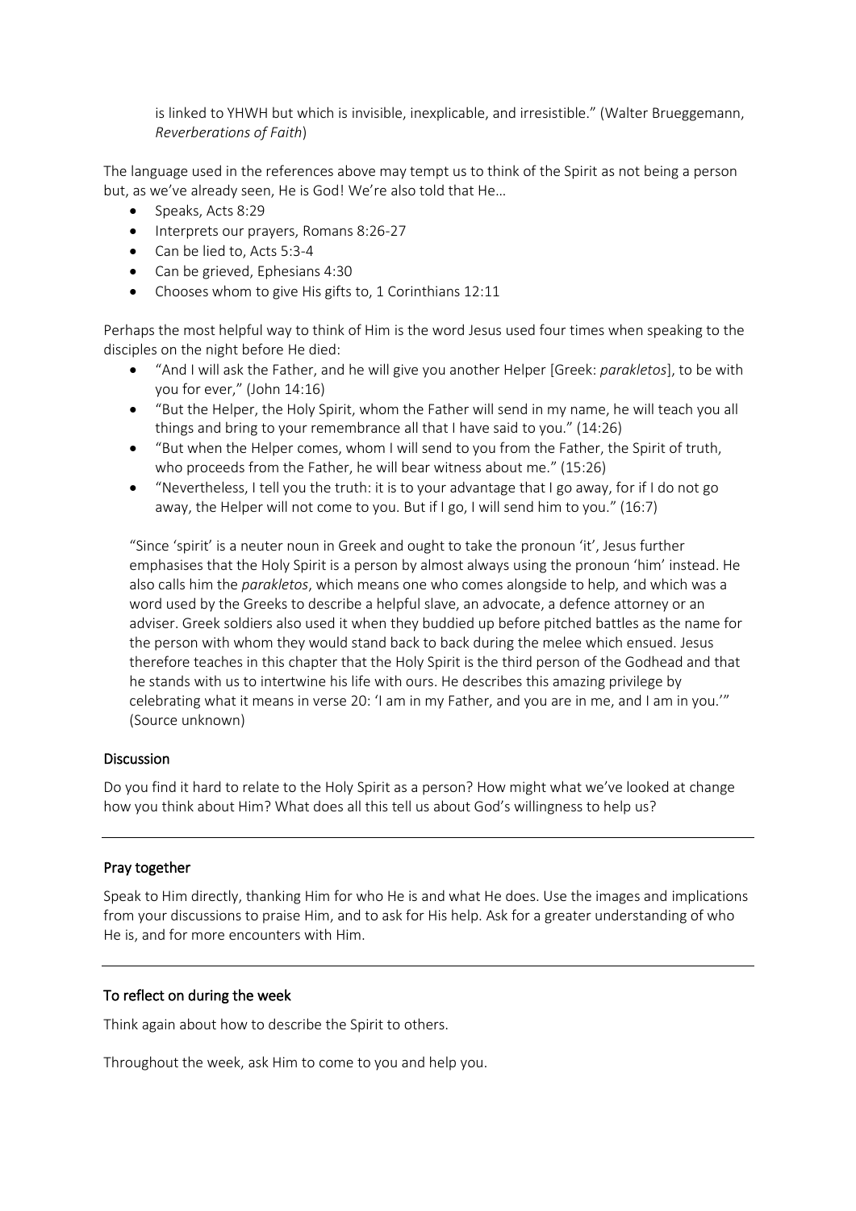is linked to YHWH but which is invisible, inexplicable, and irresistible." (Walter Brueggemann, *Reverberations of Faith*)

The language used in the references above may tempt us to think of the Spirit as not being a person but, as we've already seen, He is God! We're also told that He…

- Speaks, Acts 8:29
- Interprets our prayers, Romans 8:26-27
- Can be lied to, Acts 5:3-4
- Can be grieved, Ephesians 4:30
- Chooses whom to give His gifts to, 1 Corinthians 12:11

Perhaps the most helpful way to think of Him is the word Jesus used four times when speaking to the disciples on the night before He died:

- "And I will ask the Father, and he will give you another Helper [Greek: *parakletos*], to be with you for ever," (John 14:16)
- "But the Helper, the Holy Spirit, whom the Father will send in my name, he will teach you all things and bring to your remembrance all that I have said to you." (14:26)
- "But when the Helper comes, whom I will send to you from the Father, the Spirit of truth, who proceeds from the Father, he will bear witness about me." (15:26)
- "Nevertheless, I tell you the truth: it is to your advantage that I go away, for if I do not go away, the Helper will not come to you. But if I go, I will send him to you." (16:7)

"Since 'spirit' is a neuter noun in Greek and ought to take the pronoun 'it', Jesus further emphasises that the Holy Spirit is a person by almost always using the pronoun 'him' instead. He also calls him the *parakletos*, which means one who comes alongside to help, and which was a word used by the Greeks to describe a helpful slave, an advocate, a defence attorney or an adviser. Greek soldiers also used it when they buddied up before pitched battles as the name for the person with whom they would stand back to back during the melee which ensued. Jesus therefore teaches in this chapter that the Holy Spirit is the third person of the Godhead and that he stands with us to intertwine his life with ours. He describes this amazing privilege by celebrating what it means in verse 20: 'I am in my Father, and you are in me, and I am in you.'" (Source unknown)

## Discussion

Do you find it hard to relate to the Holy Spirit as a person? How might what we've looked at change how you think about Him? What does all this tell us about God's willingness to help us?

---

## Pray together

Speak to Him directly, thanking Him for who He is and what He does. Use the images and implications from your discussions to praise Him, and to ask for His help. Ask for a greater understanding of who He is, and for more encounters with Him.

---

## To reflect on during the week

Think again about how to describe the Spirit to others.

Throughout the week, ask Him to come to you and help you.